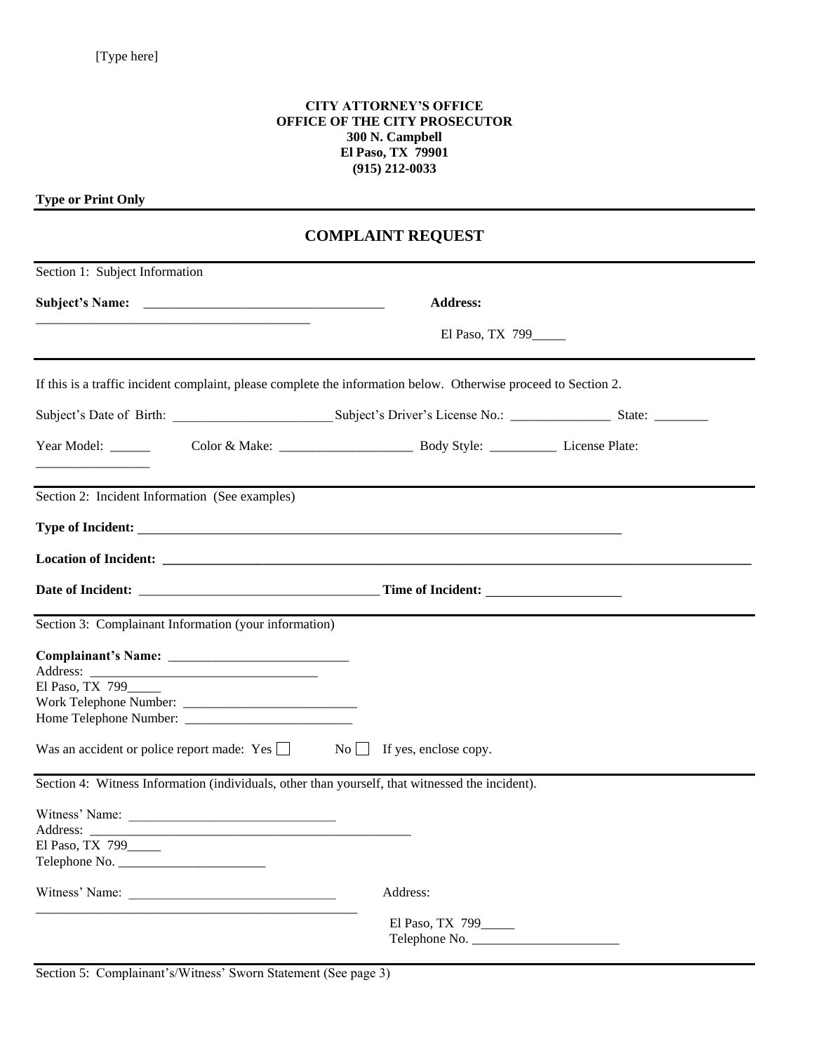[Type here]

**CITY ATTORNEY'S OFFICE**
**OFFICE OF THE CITY PROSECUTOR**
**300 N. Campbell**
**El Paso, TX 79901**
**(915) 212-0033**

**Type or Print Only**

## COMPLAINT REQUEST

Section 1: Subject Information

**Subject's Name:** ___________________________________ **Address:**
_________________________________________ El Paso, TX 799_____

If this is a traffic incident complaint, please complete the information below. Otherwise proceed to Section 2.

Subject's Date of Birth: _______________________ Subject's Driver's License No.: _______________ State: ________

Year Model: ______ Color & Make: ____________________ Body Style: __________ License Plate: _________________

Section 2: Incident Information (See examples)

**Type of Incident:** ________________________________________________________________________

**Location of Incident:** ______________________________________________________________________________________

**Date of Incident:** ___________________________________ **Time of Incident:** ____________________

Section 3: Complainant Information (your information)

**Complainant's Name:** ___________________________
Address: __________________________________
El Paso, TX 799_____
Work Telephone Number: __________________________
Home Telephone Number: _________________________

Was an accident or police report made: Yes ☐ No ☐ If yes, enclose copy.

Section 4: Witness Information (individuals, other than yourself, that witnessed the incident).

Witness' Name: ______________________________
Address: __________________________________________________
El Paso, TX 799_____
Telephone No. ______________________

Witness' Name: ______________________________ Address:
__________________________________________________ El Paso, TX 799_____
Telephone No. ______________________

Section 5: Complainant's/Witness' Sworn Statement (See page 3)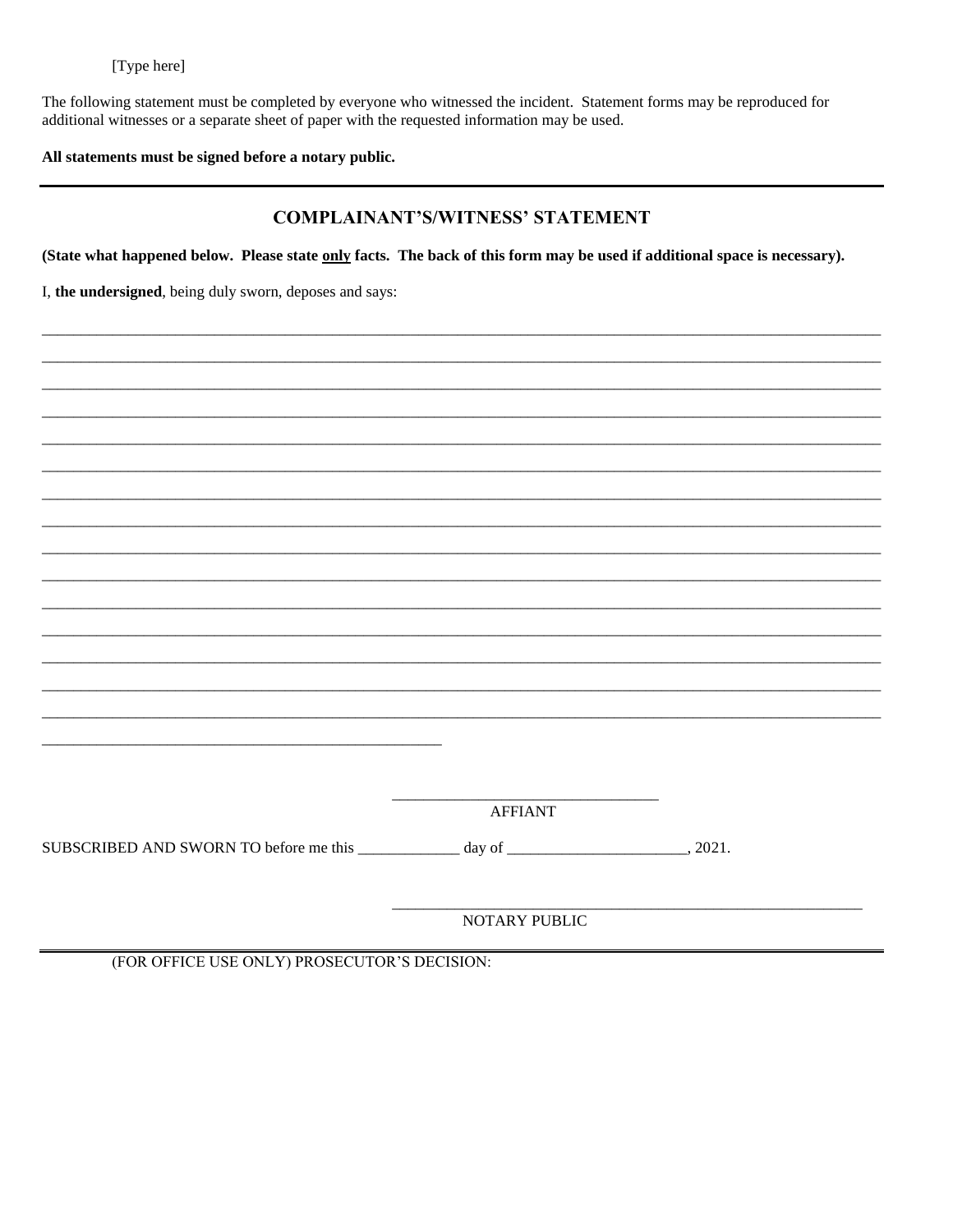[Type here]

The following statement must be completed by everyone who witnessed the incident. Statement forms may be reproduced for additional witnesses or a separate sheet of paper with the requested information may be used.

**All statements must be signed before a notary public.**

---

## COMPLAINANT'S/WITNESS' STATEMENT

**(State what happened below. Please state <u>only</u> facts. The back of this form may be used if additional space is necessary).**

I, **the undersigned**, being duly sworn, deposes and says:

_______________________________________________________________________________________________

_______________________________________________________________________________________________

_______________________________________________________________________________________________

_______________________________________________________________________________________________

_______________________________________________________________________________________________

_______________________________________________________________________________________________

_______________________________________________________________________________________________

_______________________________________________________________________________________________

_______________________________________________________________________________________________

_______________________________________________________________________________________________

_______________________________________________________________________________________________

_______________________________________________________________________________________________

_______________________________________________________________________________________________

_______________________________________________________________________________________________

_______________________________________________________________________________________________

_____________________________________________

_______________________________
AFFIANT

SUBSCRIBED AND SWORN TO before me this _____________ day of _______________________, 2021.

_______________________________________________________
NOTARY PUBLIC

---

(FOR OFFICE USE ONLY) PROSECUTOR'S DECISION: